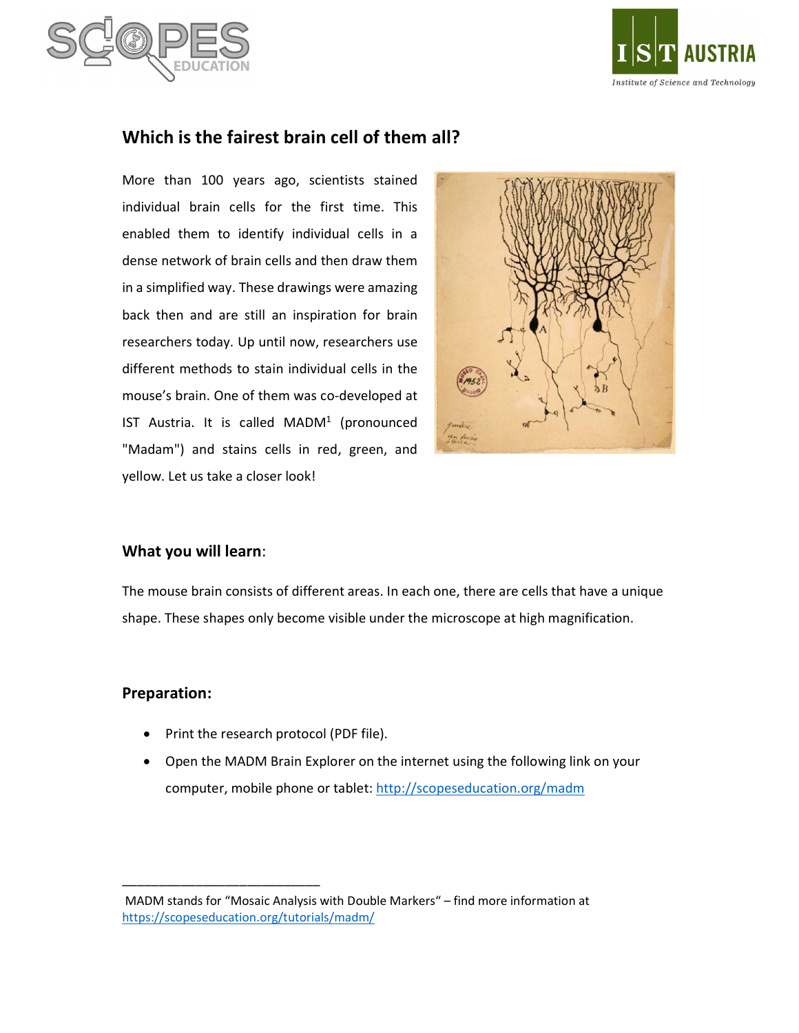## Which is the fairest brain cell of them all?

More than 100 years ago, scientists stained individual brain cells for the first time. This enabled them to identify individual cells in a dense network of brain cells and then draw them in a simplified way. These drawings were amazing back then and are still an inspiration for brain researchers today. Up until now, researchers use different methods to stain individual cells in the mouse's brain. One of them was co-developed at IST Austria. It is called MADM[1] (pronounced "Madam") and stains cells in red, green, and yellow. Let us take a closer look!

### What you will learn:

The mouse brain consists of different areas. In each one, there are cells that have a unique shape. These shapes only become visible under the microscope at high magnification.

### Preparation:

- Print the research protocol (PDF file).
- Open the MADM Brain Explorer on the internet using the following link on your computer, mobile phone or tablet: http://scopeseducation.org/madm

---

[1] MADM stands for "Mosaic Analysis with Double Markers" – find more information at https://scopeseducation.org/tutorials/madm/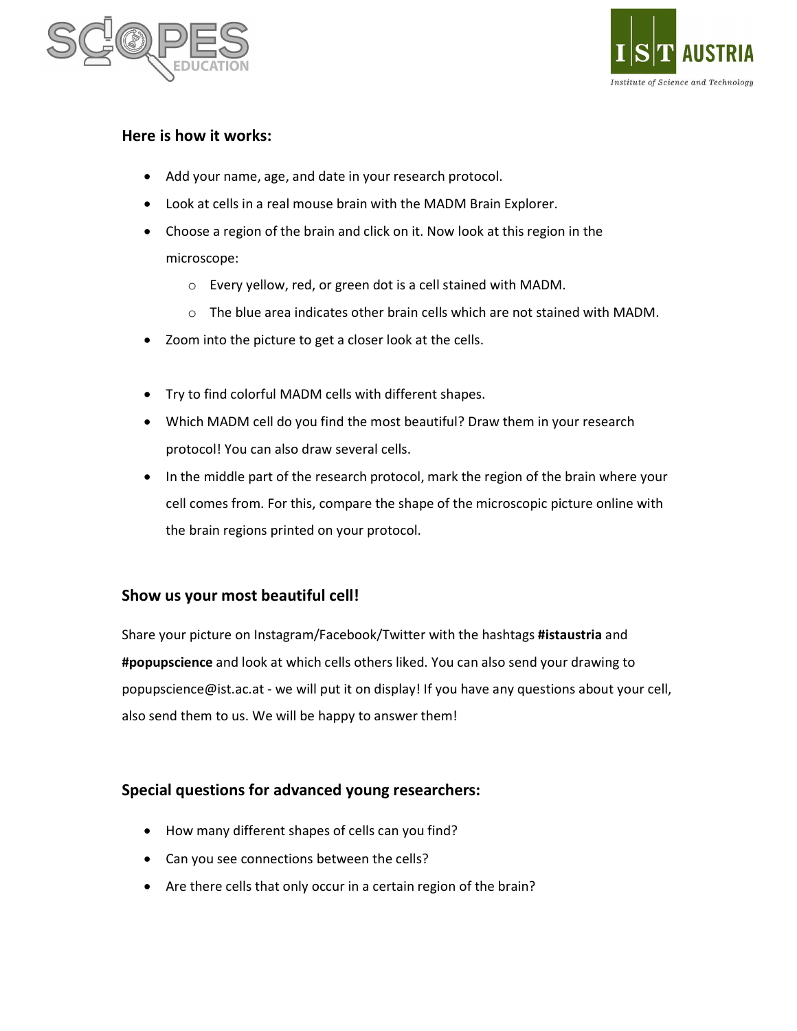## Here is how it works:

- Add your name, age, and date in your research protocol.
- Look at cells in a real mouse brain with the MADM Brain Explorer.
- Choose a region of the brain and click on it. Now look at this region in the microscope:
  - Every yellow, red, or green dot is a cell stained with MADM.
  - The blue area indicates other brain cells which are not stained with MADM.
- Zoom into the picture to get a closer look at the cells.

- Try to find colorful MADM cells with different shapes.
- Which MADM cell do you find the most beautiful? Draw them in your research protocol! You can also draw several cells.
- In the middle part of the research protocol, mark the region of the brain where your cell comes from. For this, compare the shape of the microscopic picture online with the brain regions printed on your protocol.

## Show us your most beautiful cell!

Share your picture on Instagram/Facebook/Twitter with the hashtags **#istaustria** and **#popupscience** and look at which cells others liked. You can also send your drawing to popupscience@ist.ac.at - we will put it on display! If you have any questions about your cell, also send them to us. We will be happy to answer them!

## Special questions for advanced young researchers:

- How many different shapes of cells can you find?
- Can you see connections between the cells?
- Are there cells that only occur in a certain region of the brain?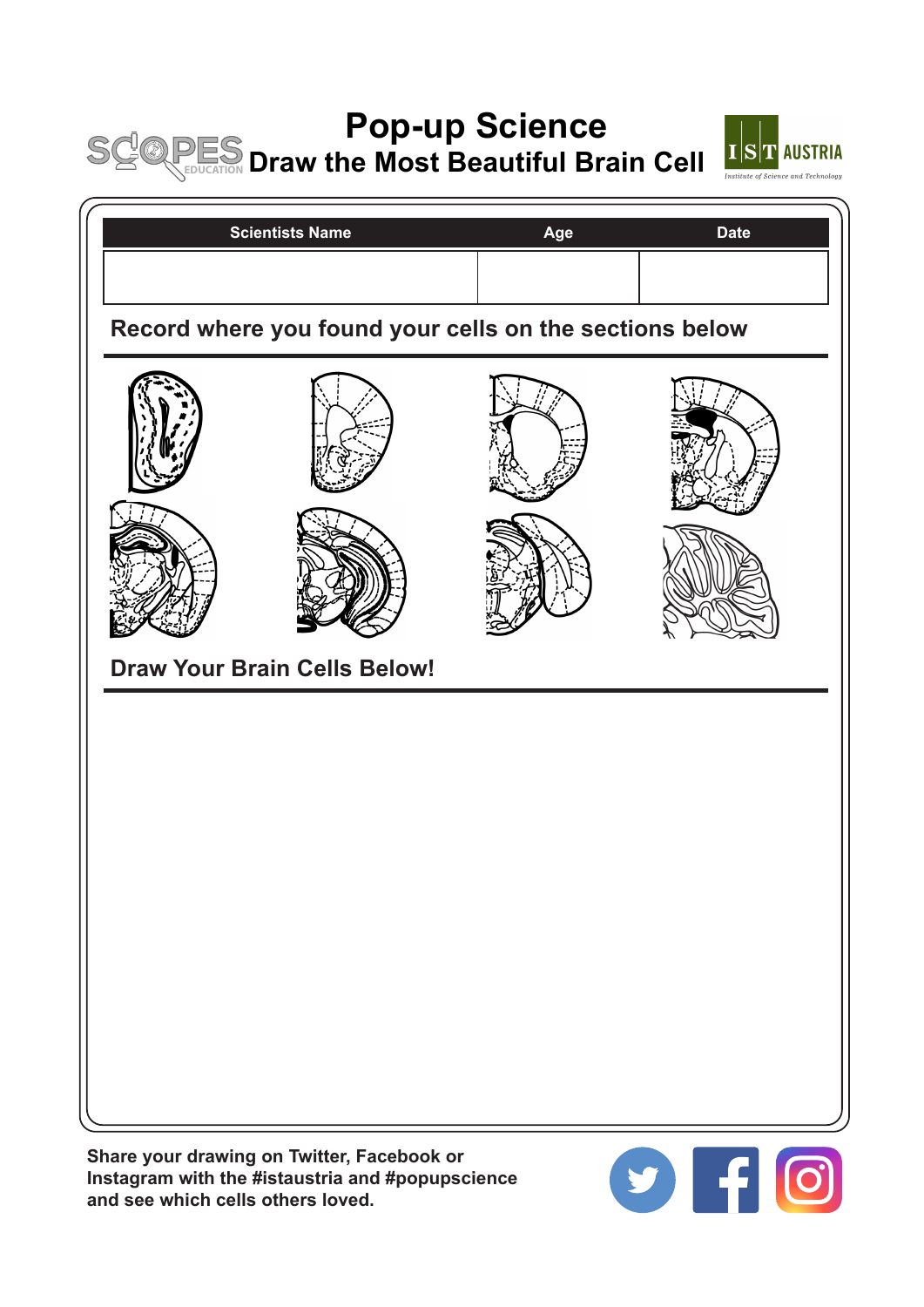# Pop-up Science

## Draw the Most Beautiful Brain Cell

| Scientists Name | Age | Date |
|---|---|---|
| | | |

### Record where you found your cells on the sections below

### Draw Your Brain Cells Below!

**Share your drawing on Twitter, Facebook or Instagram with the #istaustria and #popupscience and see which cells others loved.**